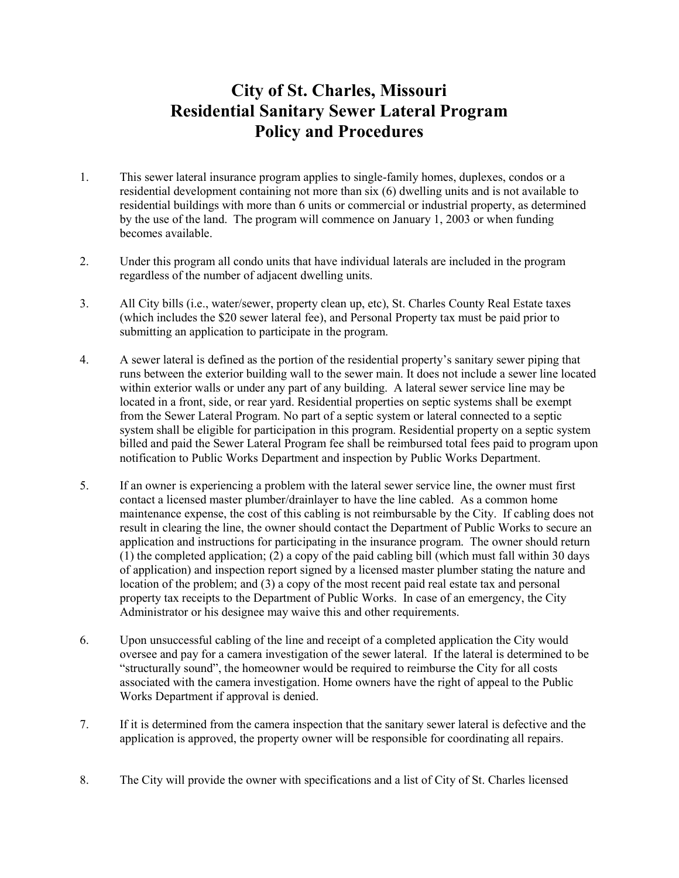# City of St. Charles, Missouri
# Residential Sanitary Sewer Lateral Program
# Policy and Procedures

1. This sewer lateral insurance program applies to single-family homes, duplexes, condos or a residential development containing not more than six (6) dwelling units and is not available to residential buildings with more than 6 units or commercial or industrial property, as determined by the use of the land. The program will commence on January 1, 2003 or when funding becomes available.

2. Under this program all condo units that have individual laterals are included in the program regardless of the number of adjacent dwelling units.

3. All City bills (i.e., water/sewer, property clean up, etc), St. Charles County Real Estate taxes (which includes the $20 sewer lateral fee), and Personal Property tax must be paid prior to submitting an application to participate in the program.

4. A sewer lateral is defined as the portion of the residential property's sanitary sewer piping that runs between the exterior building wall to the sewer main. It does not include a sewer line located within exterior walls or under any part of any building. A lateral sewer service line may be located in a front, side, or rear yard. Residential properties on septic systems shall be exempt from the Sewer Lateral Program. No part of a septic system or lateral connected to a septic system shall be eligible for participation in this program. Residential property on a septic system billed and paid the Sewer Lateral Program fee shall be reimbursed total fees paid to program upon notification to Public Works Department and inspection by Public Works Department.

5. If an owner is experiencing a problem with the lateral sewer service line, the owner must first contact a licensed master plumber/drainlayer to have the line cabled. As a common home maintenance expense, the cost of this cabling is not reimbursable by the City. If cabling does not result in clearing the line, the owner should contact the Department of Public Works to secure an application and instructions for participating in the insurance program. The owner should return (1) the completed application; (2) a copy of the paid cabling bill (which must fall within 30 days of application) and inspection report signed by a licensed master plumber stating the nature and location of the problem; and (3) a copy of the most recent paid real estate tax and personal property tax receipts to the Department of Public Works. In case of an emergency, the City Administrator or his designee may waive this and other requirements.

6. Upon unsuccessful cabling of the line and receipt of a completed application the City would oversee and pay for a camera investigation of the sewer lateral. If the lateral is determined to be "structurally sound", the homeowner would be required to reimburse the City for all costs associated with the camera investigation. Home owners have the right of appeal to the Public Works Department if approval is denied.

7. If it is determined from the camera inspection that the sanitary sewer lateral is defective and the application is approved, the property owner will be responsible for coordinating all repairs.

8. The City will provide the owner with specifications and a list of City of St. Charles licensed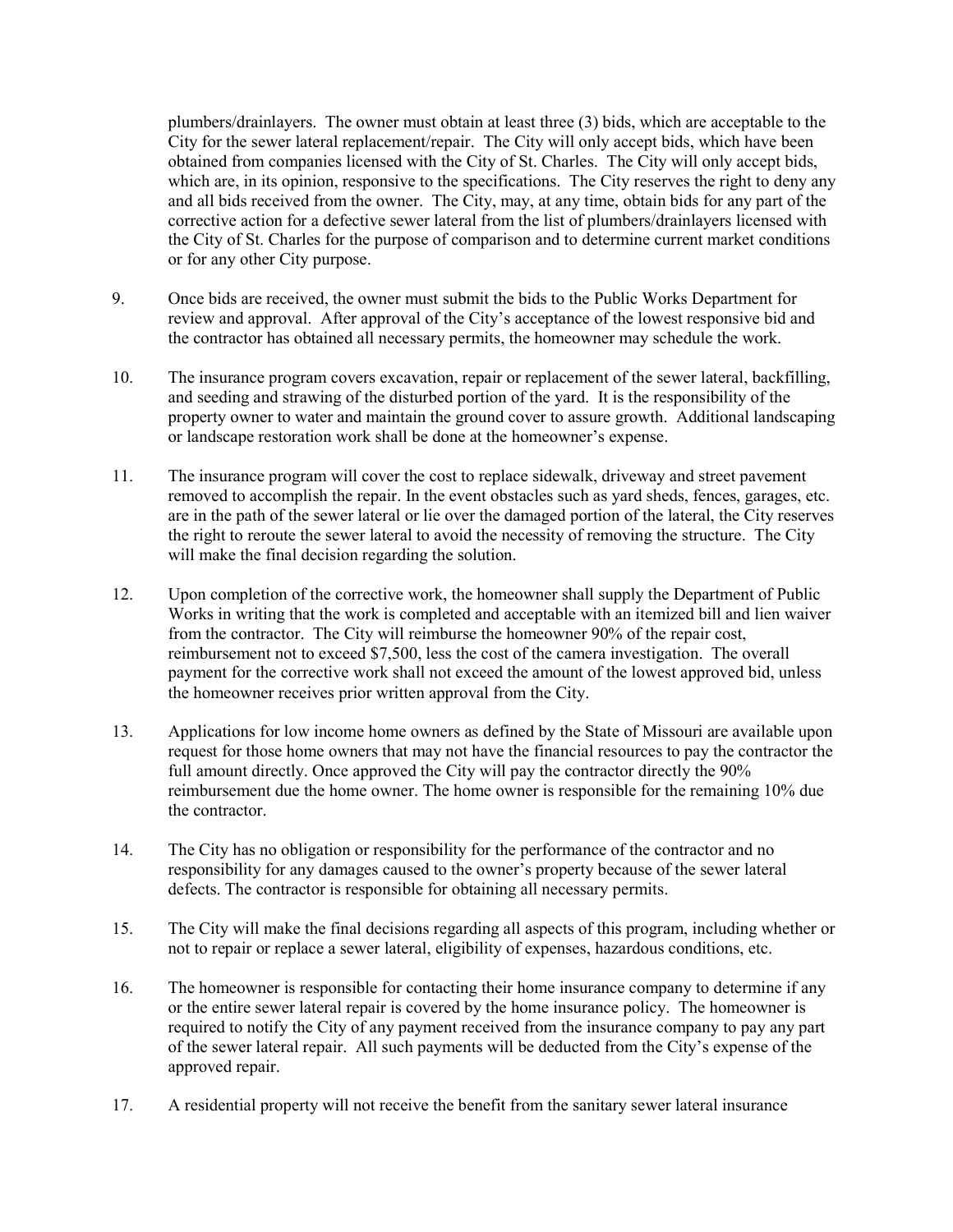plumbers/drainlayers. The owner must obtain at least three (3) bids, which are acceptable to the City for the sewer lateral replacement/repair. The City will only accept bids, which have been obtained from companies licensed with the City of St. Charles. The City will only accept bids, which are, in its opinion, responsive to the specifications. The City reserves the right to deny any and all bids received from the owner. The City, may, at any time, obtain bids for any part of the corrective action for a defective sewer lateral from the list of plumbers/drainlayers licensed with the City of St. Charles for the purpose of comparison and to determine current market conditions or for any other City purpose.

9. Once bids are received, the owner must submit the bids to the Public Works Department for review and approval. After approval of the City's acceptance of the lowest responsive bid and the contractor has obtained all necessary permits, the homeowner may schedule the work.

10. The insurance program covers excavation, repair or replacement of the sewer lateral, backfilling, and seeding and strawing of the disturbed portion of the yard. It is the responsibility of the property owner to water and maintain the ground cover to assure growth. Additional landscaping or landscape restoration work shall be done at the homeowner's expense.

11. The insurance program will cover the cost to replace sidewalk, driveway and street pavement removed to accomplish the repair. In the event obstacles such as yard sheds, fences, garages, etc. are in the path of the sewer lateral or lie over the damaged portion of the lateral, the City reserves the right to reroute the sewer lateral to avoid the necessity of removing the structure. The City will make the final decision regarding the solution.

12. Upon completion of the corrective work, the homeowner shall supply the Department of Public Works in writing that the work is completed and acceptable with an itemized bill and lien waiver from the contractor. The City will reimburse the homeowner 90% of the repair cost, reimbursement not to exceed $7,500, less the cost of the camera investigation. The overall payment for the corrective work shall not exceed the amount of the lowest approved bid, unless the homeowner receives prior written approval from the City.

13. Applications for low income home owners as defined by the State of Missouri are available upon request for those home owners that may not have the financial resources to pay the contractor the full amount directly. Once approved the City will pay the contractor directly the 90% reimbursement due the home owner. The home owner is responsible for the remaining 10% due the contractor.

14. The City has no obligation or responsibility for the performance of the contractor and no responsibility for any damages caused to the owner's property because of the sewer lateral defects. The contractor is responsible for obtaining all necessary permits.

15. The City will make the final decisions regarding all aspects of this program, including whether or not to repair or replace a sewer lateral, eligibility of expenses, hazardous conditions, etc.

16. The homeowner is responsible for contacting their home insurance company to determine if any or the entire sewer lateral repair is covered by the home insurance policy. The homeowner is required to notify the City of any payment received from the insurance company to pay any part of the sewer lateral repair. All such payments will be deducted from the City's expense of the approved repair.

17. A residential property will not receive the benefit from the sanitary sewer lateral insurance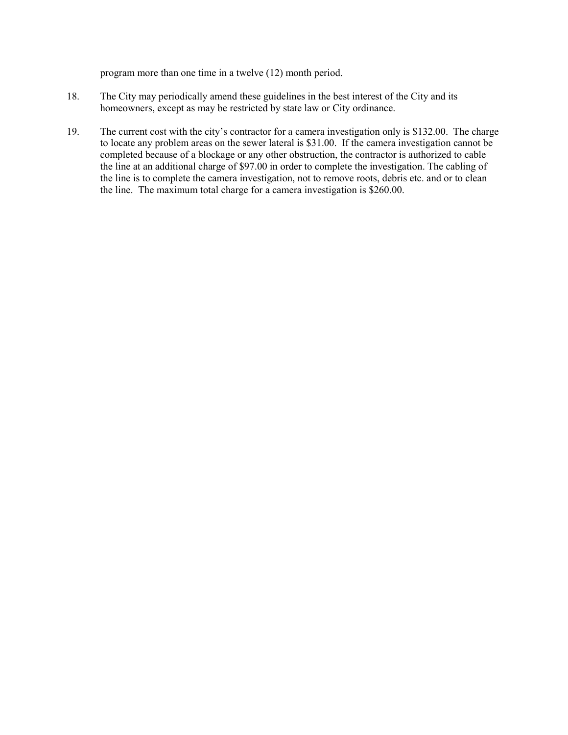program more than one time in a twelve (12) month period.

18. The City may periodically amend these guidelines in the best interest of the City and its homeowners, except as may be restricted by state law or City ordinance.

19. The current cost with the city's contractor for a camera investigation only is $132.00. The charge to locate any problem areas on the sewer lateral is $31.00. If the camera investigation cannot be completed because of a blockage or any other obstruction, the contractor is authorized to cable the line at an additional charge of $97.00 in order to complete the investigation. The cabling of the line is to complete the camera investigation, not to remove roots, debris etc. and or to clean the line. The maximum total charge for a camera investigation is $260.00.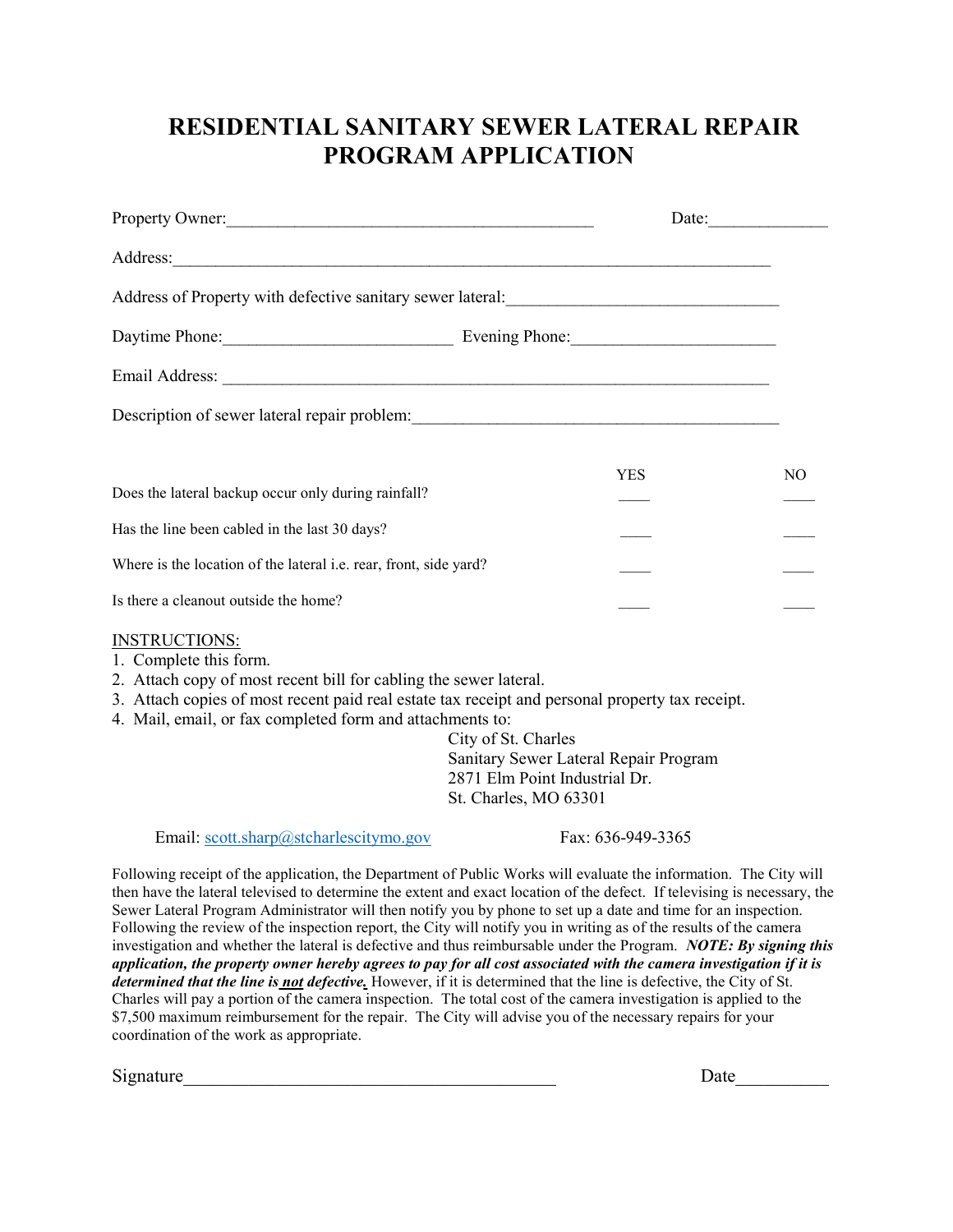# RESIDENTIAL SANITARY SEWER LATERAL REPAIR PROGRAM APPLICATION

Property Owner:_______________________________________ Date:_____________

Address:_______________________________________________________________

Address of Property with defective sanitary sewer lateral:____________________________

Daytime Phone:_________________________ Evening Phone:______________________

Email Address: ___________________________________________________________

Description of sewer lateral repair problem:_______________________________________

| | YES | NO |
|---|---|---|
| Does the lateral backup occur only during rainfall? | ____ | ____ |
| Has the line been cabled in the last 30 days? | ____ | ____ |
| Where is the location of the lateral i.e. rear, front, side yard? | ____ | ____ |
| Is there a cleanout outside the home? | ____ | ____ |

INSTRUCTIONS:

1. Complete this form.
2. Attach copy of most recent bill for cabling the sewer lateral.
3. Attach copies of most recent paid real estate tax receipt and personal property tax receipt.
4. Mail, email, or fax completed form and attachments to:

City of St. Charles
Sanitary Sewer Lateral Repair Program
2871 Elm Point Industrial Dr.
St. Charles, MO 63301

Email: scott.sharp@stcharlescitymo.gov Fax: 636-949-3365

Following receipt of the application, the Department of Public Works will evaluate the information. The City will then have the lateral televised to determine the extent and exact location of the defect. If televising is necessary, the Sewer Lateral Program Administrator will then notify you by phone to set up a date and time for an inspection. Following the review of the inspection report, the City will notify you in writing as of the results of the camera investigation and whether the lateral is defective and thus reimbursable under the Program. ***NOTE: By signing this application, the property owner hereby agrees to pay for all cost associated with the camera investigation if it is determined that the line is not defective.*** However, if it is determined that the line is defective, the City of St. Charles will pay a portion of the camera inspection. The total cost of the camera investigation is applied to the $7,500 maximum reimbursement for the repair. The City will advise you of the necessary repairs for your coordination of the work as appropriate.

Signature_______________________________________ Date__________